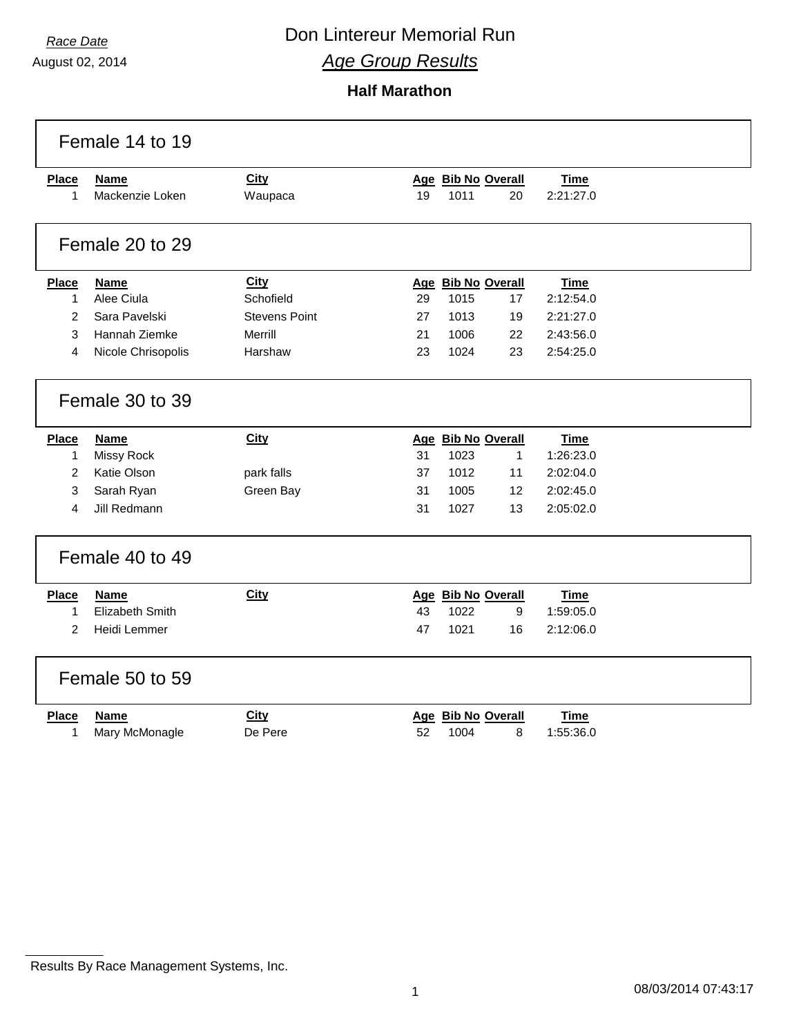*Race Date*

August 02, 2014

# Don Lintereur Memorial Run

## *Age Group Results*

### Half Marathon

#### Female 14 to 19

| Place | Name | City | Age | Bib No | Overall | Time |
|---|---|---|---|---|---|---|
| 1 | Mackenzie Loken | Waupaca | 19 | 1011 | 20 | 2:21:27.0 |

#### Female 20 to 29

| Place | Name | City | Age | Bib No | Overall | Time |
|---|---|---|---|---|---|---|
| 1 | Alee Ciula | Schofield | 29 | 1015 | 17 | 2:12:54.0 |
| 2 | Sara Pavelski | Stevens Point | 27 | 1013 | 19 | 2:21:27.0 |
| 3 | Hannah Ziemke | Merrill | 21 | 1006 | 22 | 2:43:56.0 |
| 4 | Nicole Chrisopolis | Harshaw | 23 | 1024 | 23 | 2:54:25.0 |

#### Female 30 to 39

| Place | Name | City | Age | Bib No | Overall | Time |
|---|---|---|---|---|---|---|
| 1 | Missy Rock | | 31 | 1023 | 1 | 1:26:23.0 |
| 2 | Katie Olson | park falls | 37 | 1012 | 11 | 2:02:04.0 |
| 3 | Sarah Ryan | Green Bay | 31 | 1005 | 12 | 2:02:45.0 |
| 4 | Jill Redmann | | 31 | 1027 | 13 | 2:05:02.0 |

#### Female 40 to 49

| Place | Name | City | Age | Bib No | Overall | Time |
|---|---|---|---|---|---|---|
| 1 | Elizabeth Smith | | 43 | 1022 | 9 | 1:59:05.0 |
| 2 | Heidi Lemmer | | 47 | 1021 | 16 | 2:12:06.0 |

#### Female 50 to 59

| Place | Name | City | Age | Bib No | Overall | Time |
|---|---|---|---|---|---|---|
| 1 | Mary McMonagle | De Pere | 52 | 1004 | 8 | 1:55:36.0 |

Results By Race Management Systems, Inc.

08/03/2014 07:43:17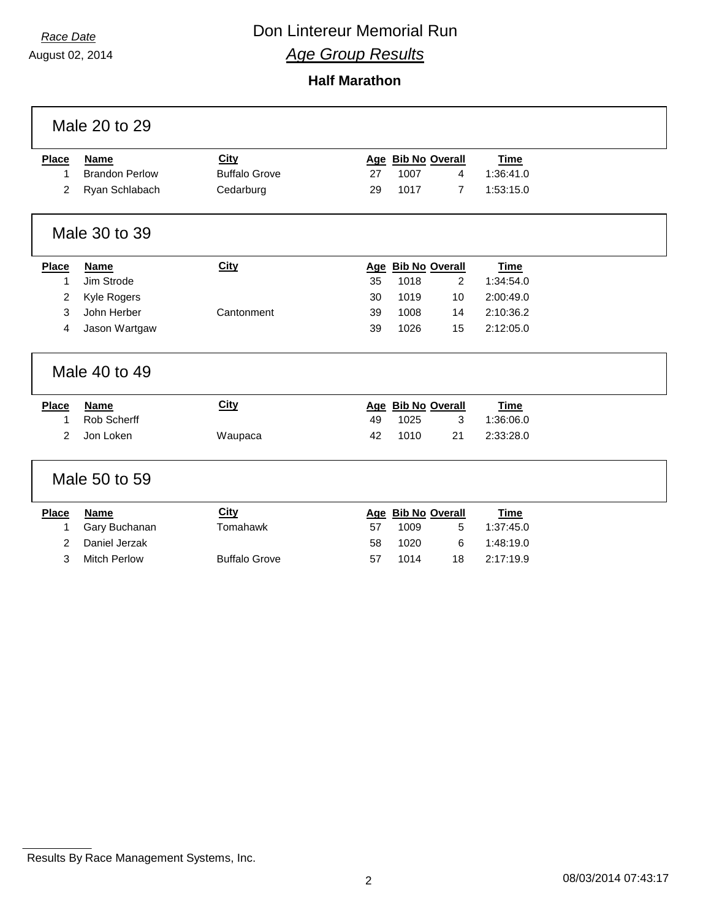*Race Date*

August 02, 2014

# Don Lintereur Memorial Run

## *Age Group Results*

### Half Marathon

#### Male 20 to 29

| Place | Name | City | Age | Bib No | Overall | Time |
|---|---|---|---|---|---|---|
| 1 | Brandon Perlow | Buffalo Grove | 27 | 1007 | 4 | 1:36:41.0 |
| 2 | Ryan Schlabach | Cedarburg | 29 | 1017 | 7 | 1:53:15.0 |

#### Male 30 to 39

| Place | Name | City | Age | Bib No | Overall | Time |
|---|---|---|---|---|---|---|
| 1 | Jim Strode | | 35 | 1018 | 2 | 1:34:54.0 |
| 2 | Kyle Rogers | | 30 | 1019 | 10 | 2:00:49.0 |
| 3 | John Herber | Cantonment | 39 | 1008 | 14 | 2:10:36.2 |
| 4 | Jason Wartgaw | | 39 | 1026 | 15 | 2:12:05.0 |

#### Male 40 to 49

| Place | Name | City | Age | Bib No | Overall | Time |
|---|---|---|---|---|---|---|
| 1 | Rob Scherff | | 49 | 1025 | 3 | 1:36:06.0 |
| 2 | Jon Loken | Waupaca | 42 | 1010 | 21 | 2:33:28.0 |

#### Male 50 to 59

| Place | Name | City | Age | Bib No | Overall | Time |
|---|---|---|---|---|---|---|
| 1 | Gary Buchanan | Tomahawk | 57 | 1009 | 5 | 1:37:45.0 |
| 2 | Daniel Jerzak | | 58 | 1020 | 6 | 1:48:19.0 |
| 3 | Mitch Perlow | Buffalo Grove | 57 | 1014 | 18 | 2:17:19.9 |

Results By Race Management Systems, Inc.

08/03/2014 07:43:17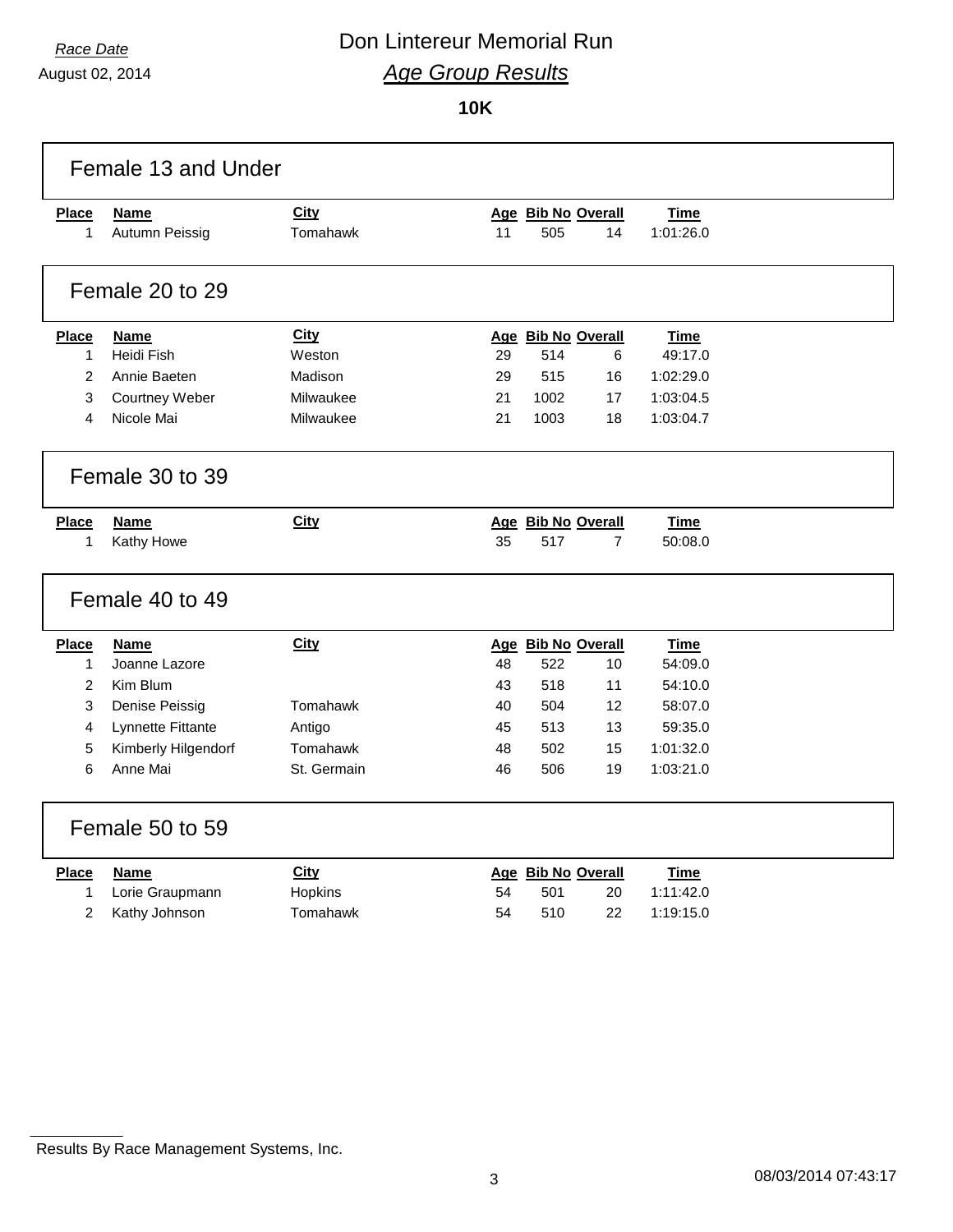*Race Date*
August 02, 2014

# Don Lintereur Memorial Run

## *Age Group Results*

**10K**

### Female 13 and Under

| Place | Name | City | Age | Bib No | Overall | Time |
|---|---|---|---|---|---|---|
| 1 | Autumn Peissig | Tomahawk | 11 | 505 | 14 | 1:01:26.0 |

### Female 20 to 29

| Place | Name | City | Age | Bib No | Overall | Time |
|---|---|---|---|---|---|---|
| 1 | Heidi Fish | Weston | 29 | 514 | 6 | 49:17.0 |
| 2 | Annie Baeten | Madison | 29 | 515 | 16 | 1:02:29.0 |
| 3 | Courtney Weber | Milwaukee | 21 | 1002 | 17 | 1:03:04.5 |
| 4 | Nicole Mai | Milwaukee | 21 | 1003 | 18 | 1:03:04.7 |

### Female 30 to 39

| Place | Name | City | Age | Bib No | Overall | Time |
|---|---|---|---|---|---|---|
| 1 | Kathy Howe | | 35 | 517 | 7 | 50:08.0 |

### Female 40 to 49

| Place | Name | City | Age | Bib No | Overall | Time |
|---|---|---|---|---|---|---|
| 1 | Joanne Lazore | | 48 | 522 | 10 | 54:09.0 |
| 2 | Kim Blum | | 43 | 518 | 11 | 54:10.0 |
| 3 | Denise Peissig | Tomahawk | 40 | 504 | 12 | 58:07.0 |
| 4 | Lynnette Fittante | Antigo | 45 | 513 | 13 | 59:35.0 |
| 5 | Kimberly Hilgendorf | Tomahawk | 48 | 502 | 15 | 1:01:32.0 |
| 6 | Anne Mai | St. Germain | 46 | 506 | 19 | 1:03:21.0 |

### Female 50 to 59

| Place | Name | City | Age | Bib No | Overall | Time |
|---|---|---|---|---|---|---|
| 1 | Lorie Graupmann | Hopkins | 54 | 501 | 20 | 1:11:42.0 |
| 2 | Kathy Johnson | Tomahawk | 54 | 510 | 22 | 1:19:15.0 |

Results By Race Management Systems, Inc.

08/03/2014 07:43:17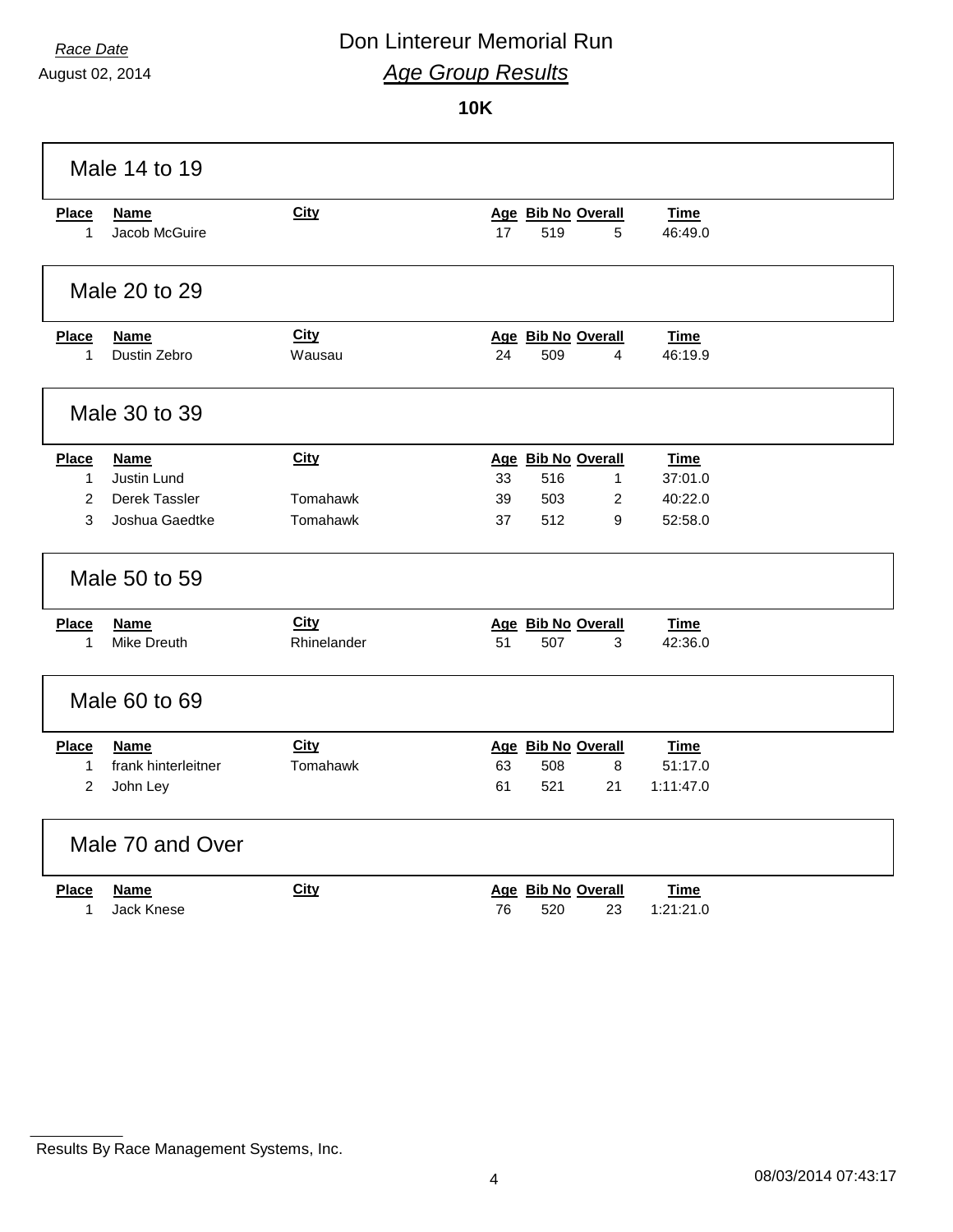*Race Date*

August 02, 2014

# Don Lintereur Memorial Run

## *Age Group Results*

**10K**

### Male 14 to 19

| Place | Name | City | Age | Bib No | Overall | Time |
|---|---|---|---|---|---|---|
| 1 | Jacob McGuire | | 17 | 519 | 5 | 46:49.0 |

### Male 20 to 29

| Place | Name | City | Age | Bib No | Overall | Time |
|---|---|---|---|---|---|---|
| 1 | Dustin Zebro | Wausau | 24 | 509 | 4 | 46:19.9 |

### Male 30 to 39

| Place | Name | City | Age | Bib No | Overall | Time |
|---|---|---|---|---|---|---|
| 1 | Justin Lund | | 33 | 516 | 1 | 37:01.0 |
| 2 | Derek Tassler | Tomahawk | 39 | 503 | 2 | 40:22.0 |
| 3 | Joshua Gaedtke | Tomahawk | 37 | 512 | 9 | 52:58.0 |

### Male 50 to 59

| Place | Name | City | Age | Bib No | Overall | Time |
|---|---|---|---|---|---|---|
| 1 | Mike Dreuth | Rhinelander | 51 | 507 | 3 | 42:36.0 |

### Male 60 to 69

| Place | Name | City | Age | Bib No | Overall | Time |
|---|---|---|---|---|---|---|
| 1 | frank hinterleitner | Tomahawk | 63 | 508 | 8 | 51:17.0 |
| 2 | John Ley | | 61 | 521 | 21 | 1:11:47.0 |

### Male 70 and Over

| Place | Name | City | Age | Bib No | Overall | Time |
|---|---|---|---|---|---|---|
| 1 | Jack Knese | | 76 | 520 | 23 | 1:21:21.0 |

Results By Race Management Systems, Inc.

08/03/2014 07:43:17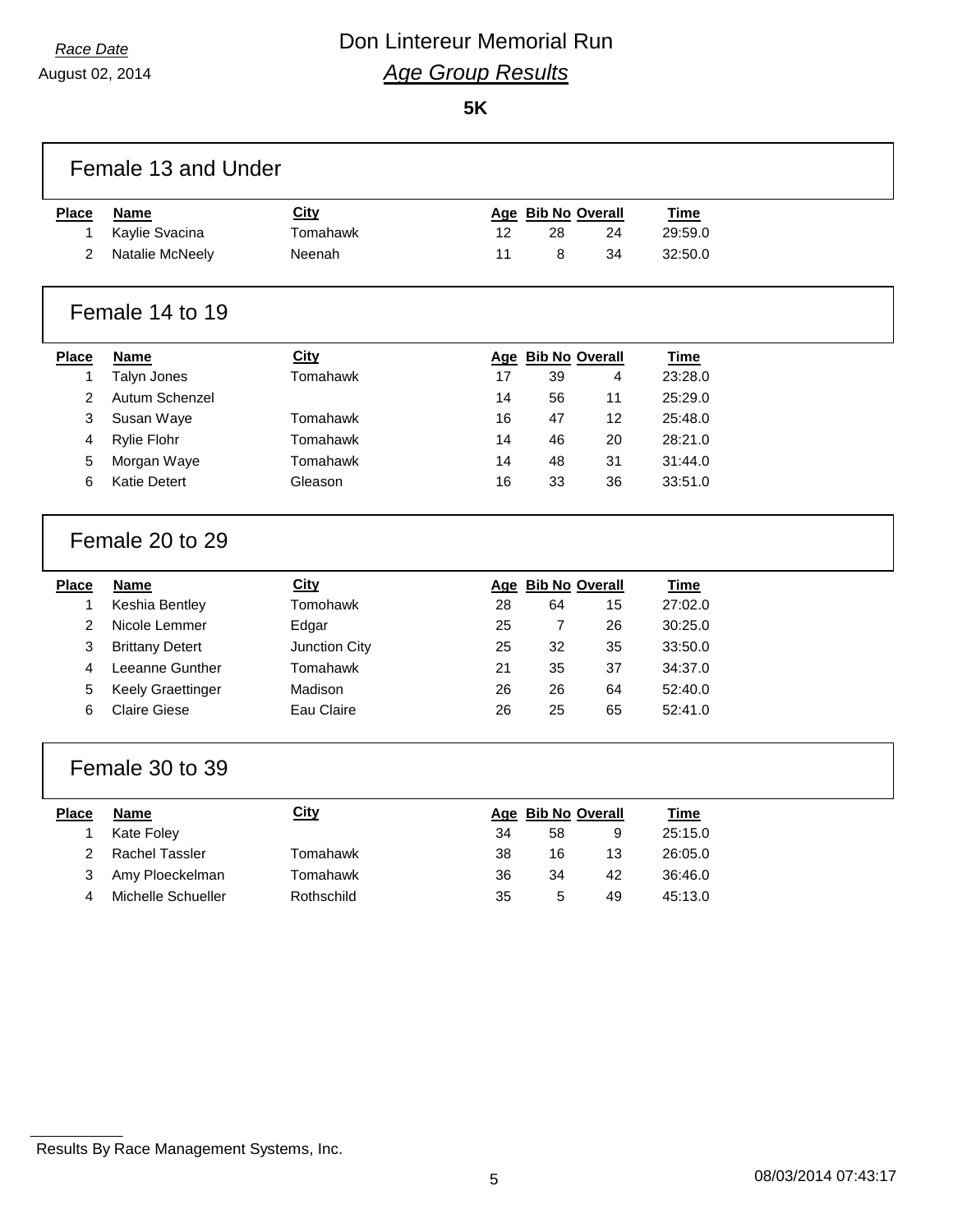*Race Date*

August 02, 2014

# Don Lintereur Memorial Run

## *Age Group Results*

**5K**

### Female 13 and Under

| Place | Name | City | Age | Bib No | Overall | Time |
|---|---|---|---|---|---|---|
| 1 | Kaylie Svacina | Tomahawk | 12 | 28 | 24 | 29:59.0 |
| 2 | Natalie McNeely | Neenah | 11 | 8 | 34 | 32:50.0 |

### Female 14 to 19

| Place | Name | City | Age | Bib No | Overall | Time |
|---|---|---|---|---|---|---|
| 1 | Talyn Jones | Tomahawk | 17 | 39 | 4 | 23:28.0 |
| 2 | Autum Schenzel | | 14 | 56 | 11 | 25:29.0 |
| 3 | Susan Waye | Tomahawk | 16 | 47 | 12 | 25:48.0 |
| 4 | Rylie Flohr | Tomahawk | 14 | 46 | 20 | 28:21.0 |
| 5 | Morgan Waye | Tomahawk | 14 | 48 | 31 | 31:44.0 |
| 6 | Katie Detert | Gleason | 16 | 33 | 36 | 33:51.0 |

### Female 20 to 29

| Place | Name | City | Age | Bib No | Overall | Time |
|---|---|---|---|---|---|---|
| 1 | Keshia Bentley | Tomohawk | 28 | 64 | 15 | 27:02.0 |
| 2 | Nicole Lemmer | Edgar | 25 | 7 | 26 | 30:25.0 |
| 3 | Brittany Detert | Junction City | 25 | 32 | 35 | 33:50.0 |
| 4 | Leeanne Gunther | Tomahawk | 21 | 35 | 37 | 34:37.0 |
| 5 | Keely Graettinger | Madison | 26 | 26 | 64 | 52:40.0 |
| 6 | Claire Giese | Eau Claire | 26 | 25 | 65 | 52:41.0 |

### Female 30 to 39

| Place | Name | City | Age | Bib No | Overall | Time |
|---|---|---|---|---|---|---|
| 1 | Kate Foley | | 34 | 58 | 9 | 25:15.0 |
| 2 | Rachel Tassler | Tomahawk | 38 | 16 | 13 | 26:05.0 |
| 3 | Amy Ploeckelman | Tomahawk | 36 | 34 | 42 | 36:46.0 |
| 4 | Michelle Schueller | Rothschild | 35 | 5 | 49 | 45:13.0 |

Results By Race Management Systems, Inc.

08/03/2014 07:43:17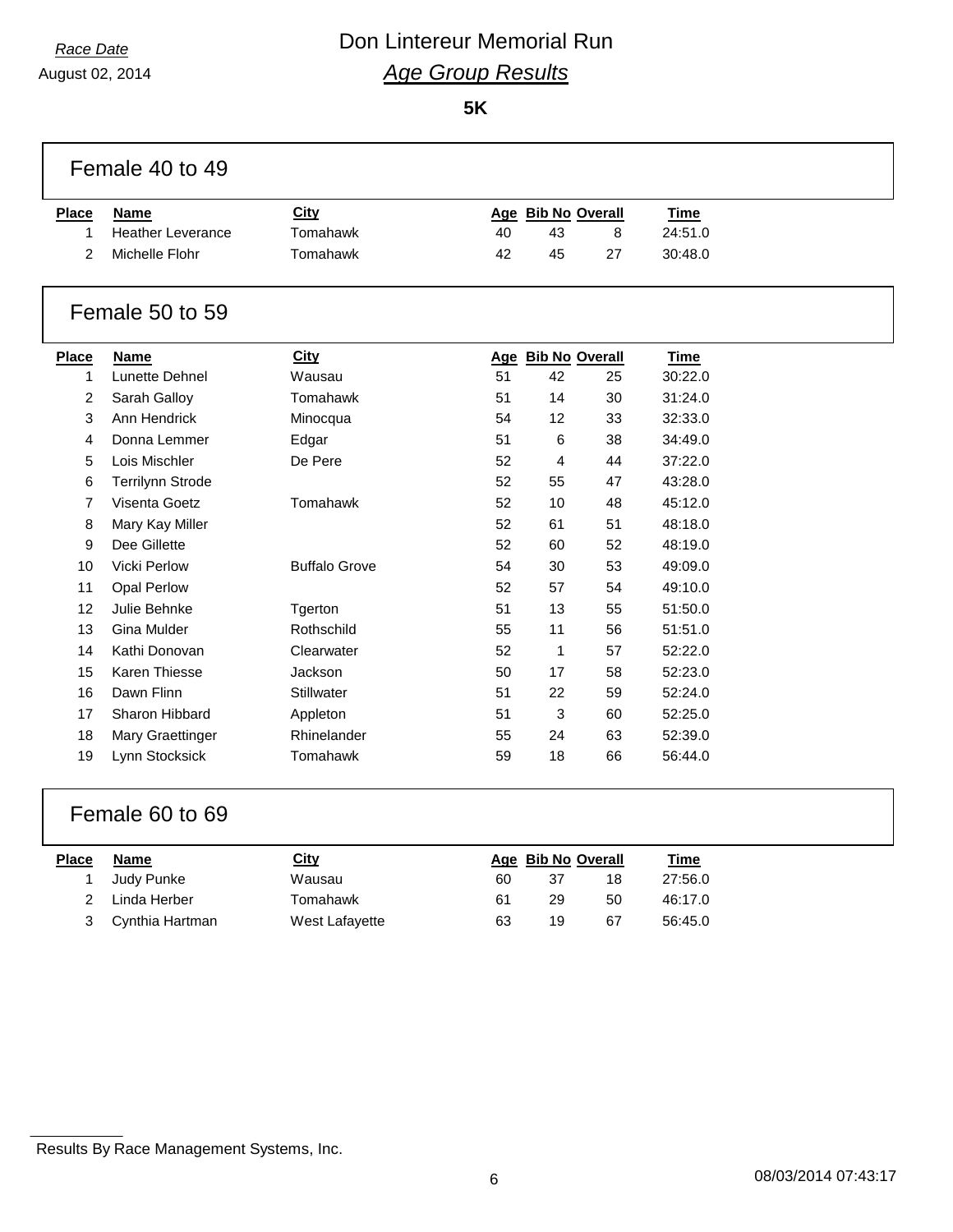*Race Date*

August 02, 2014

# Don Lintereur Memorial Run

## *Age Group Results*

**5K**

### Female 40 to 49

| Place | Name | City | Age | Bib No | Overall | Time |
|---|---|---|---|---|---|---|
| 1 | Heather Leverance | Tomahawk | 40 | 43 | 8 | 24:51.0 |
| 2 | Michelle Flohr | Tomahawk | 42 | 45 | 27 | 30:48.0 |

### Female 50 to 59

| Place | Name | City | Age | Bib No | Overall | Time |
|---|---|---|---|---|---|---|
| 1 | Lunette Dehnel | Wausau | 51 | 42 | 25 | 30:22.0 |
| 2 | Sarah Galloy | Tomahawk | 51 | 14 | 30 | 31:24.0 |
| 3 | Ann Hendrick | Minocqua | 54 | 12 | 33 | 32:33.0 |
| 4 | Donna Lemmer | Edgar | 51 | 6 | 38 | 34:49.0 |
| 5 | Lois Mischler | De Pere | 52 | 4 | 44 | 37:22.0 |
| 6 | Terrilynn Strode | | 52 | 55 | 47 | 43:28.0 |
| 7 | Visenta Goetz | Tomahawk | 52 | 10 | 48 | 45:12.0 |
| 8 | Mary Kay Miller | | 52 | 61 | 51 | 48:18.0 |
| 9 | Dee Gillette | | 52 | 60 | 52 | 48:19.0 |
| 10 | Vicki Perlow | Buffalo Grove | 54 | 30 | 53 | 49:09.0 |
| 11 | Opal Perlow | | 52 | 57 | 54 | 49:10.0 |
| 12 | Julie Behnke | Tgerton | 51 | 13 | 55 | 51:50.0 |
| 13 | Gina Mulder | Rothschild | 55 | 11 | 56 | 51:51.0 |
| 14 | Kathi Donovan | Clearwater | 52 | 1 | 57 | 52:22.0 |
| 15 | Karen Thiesse | Jackson | 50 | 17 | 58 | 52:23.0 |
| 16 | Dawn Flinn | Stillwater | 51 | 22 | 59 | 52:24.0 |
| 17 | Sharon Hibbard | Appleton | 51 | 3 | 60 | 52:25.0 |
| 18 | Mary Graettinger | Rhinelander | 55 | 24 | 63 | 52:39.0 |
| 19 | Lynn Stocksick | Tomahawk | 59 | 18 | 66 | 56:44.0 |

### Female 60 to 69

| Place | Name | City | Age | Bib No | Overall | Time |
|---|---|---|---|---|---|---|
| 1 | Judy Punke | Wausau | 60 | 37 | 18 | 27:56.0 |
| 2 | Linda Herber | Tomahawk | 61 | 29 | 50 | 46:17.0 |
| 3 | Cynthia Hartman | West Lafayette | 63 | 19 | 67 | 56:45.0 |

Results By Race Management Systems, Inc.

08/03/2014 07:43:17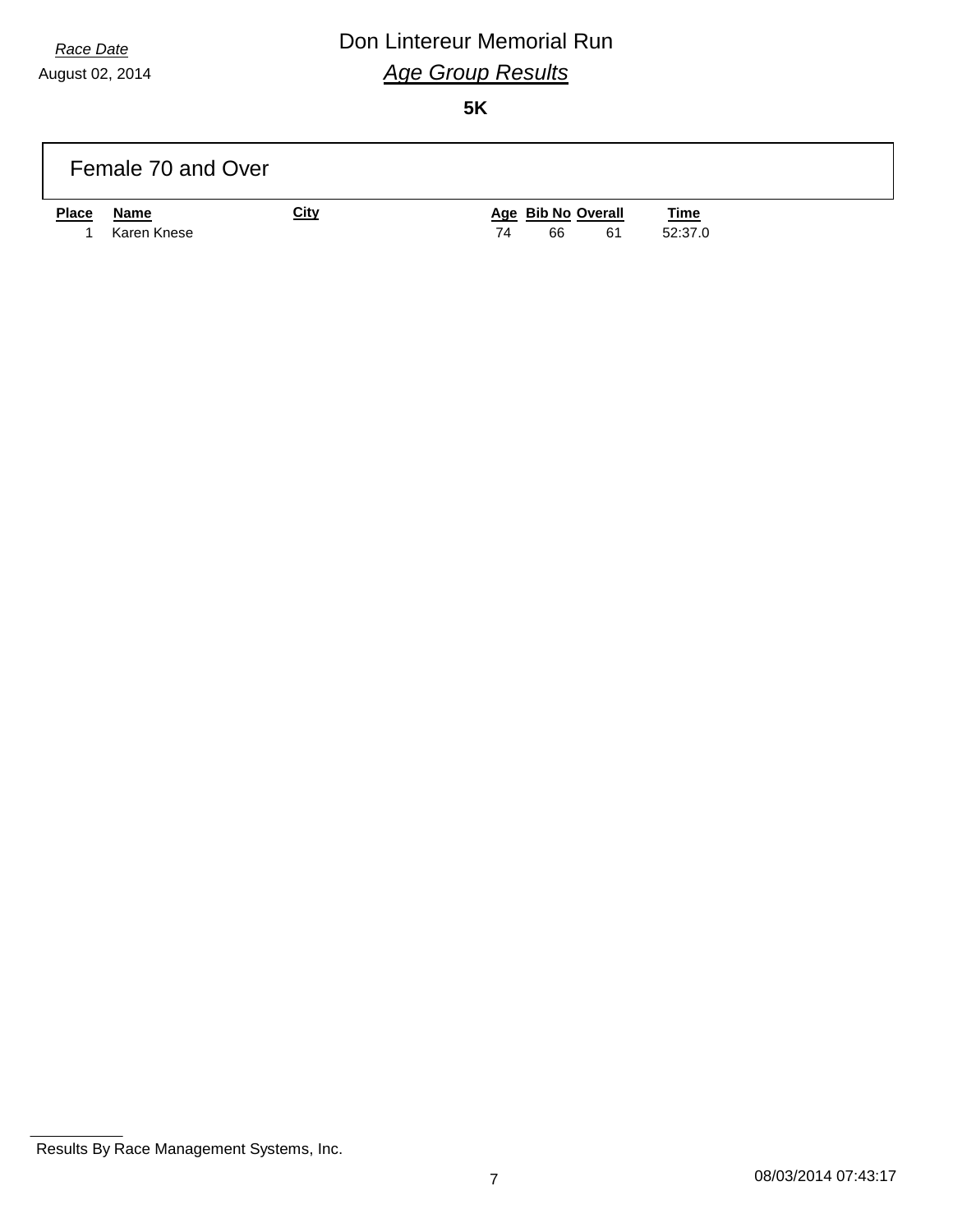*Race Date*

August 02, 2014

# Don Lintereur Memorial Run

## *Age Group Results*

**5K**

### Female 70 and Over

| Place | Name | City | Age | Bib No | Overall | Time |
|---|---|---|---|---|---|---|
| 1 | Karen Knese | | 74 | 66 | 61 | 52:37.0 |

Results By Race Management Systems, Inc.

08/03/2014 07:43:17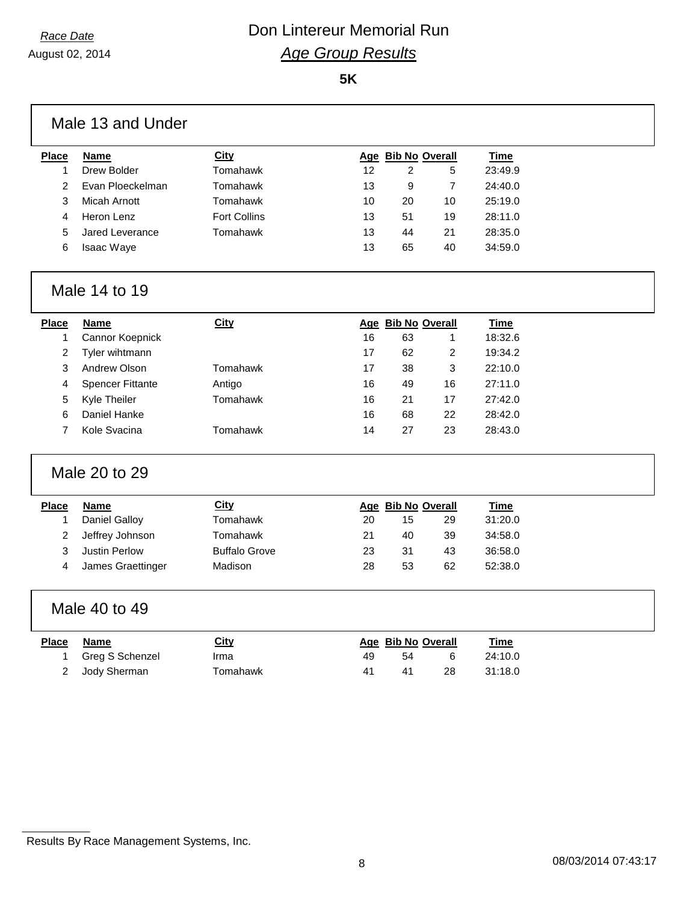*Race Date*
August 02, 2014

# Don Lintereur Memorial Run

## *Age Group Results*

**5K**

### Male 13 and Under

| Place | Name | City | Age | Bib No | Overall | Time |
|---|---|---|---|---|---|---|
| 1 | Drew Bolder | Tomahawk | 12 | 2 | 5 | 23:49.9 |
| 2 | Evan Ploeckelman | Tomahawk | 13 | 9 | 7 | 24:40.0 |
| 3 | Micah Arnott | Tomahawk | 10 | 20 | 10 | 25:19.0 |
| 4 | Heron Lenz | Fort Collins | 13 | 51 | 19 | 28:11.0 |
| 5 | Jared Leverance | Tomahawk | 13 | 44 | 21 | 28:35.0 |
| 6 | Isaac Waye | | 13 | 65 | 40 | 34:59.0 |

### Male 14 to 19

| Place | Name | City | Age | Bib No | Overall | Time |
|---|---|---|---|---|---|---|
| 1 | Cannor Koepnick | | 16 | 63 | 1 | 18:32.6 |
| 2 | Tyler wihtmann | | 17 | 62 | 2 | 19:34.2 |
| 3 | Andrew Olson | Tomahawk | 17 | 38 | 3 | 22:10.0 |
| 4 | Spencer Fittante | Antigo | 16 | 49 | 16 | 27:11.0 |
| 5 | Kyle Theiler | Tomahawk | 16 | 21 | 17 | 27:42.0 |
| 6 | Daniel Hanke | | 16 | 68 | 22 | 28:42.0 |
| 7 | Kole Svacina | Tomahawk | 14 | 27 | 23 | 28:43.0 |

### Male 20 to 29

| Place | Name | City | Age | Bib No | Overall | Time |
|---|---|---|---|---|---|---|
| 1 | Daniel Galloy | Tomahawk | 20 | 15 | 29 | 31:20.0 |
| 2 | Jeffrey Johnson | Tomahawk | 21 | 40 | 39 | 34:58.0 |
| 3 | Justin Perlow | Buffalo Grove | 23 | 31 | 43 | 36:58.0 |
| 4 | James Graettinger | Madison | 28 | 53 | 62 | 52:38.0 |

### Male 40 to 49

| Place | Name | City | Age | Bib No | Overall | Time |
|---|---|---|---|---|---|---|
| 1 | Greg S Schenzel | Irma | 49 | 54 | 6 | 24:10.0 |
| 2 | Jody Sherman | Tomahawk | 41 | 41 | 28 | 31:18.0 |

Results By Race Management Systems, Inc.

08/03/2014 07:43:17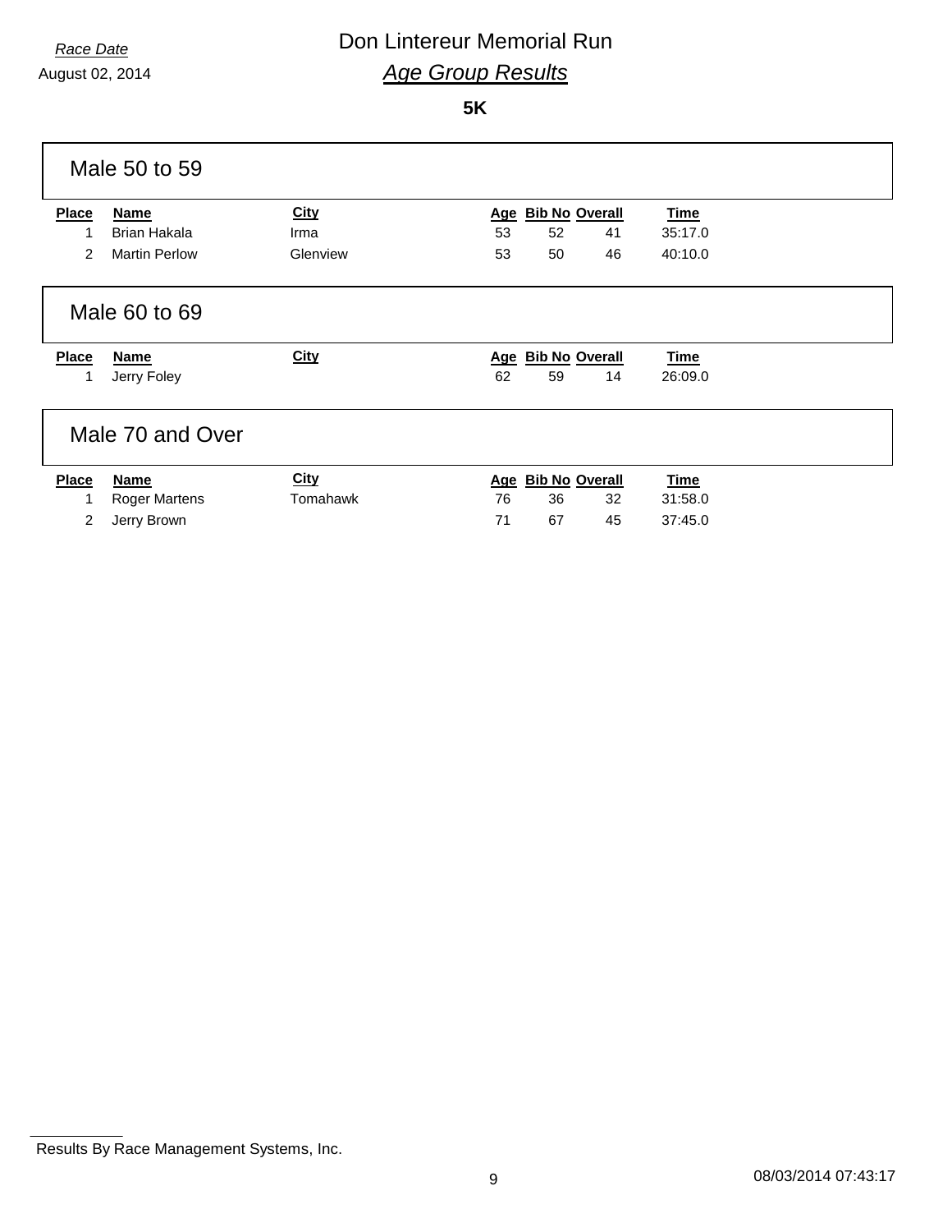*Race Date*
August 02, 2014

# Don Lintereur Memorial Run

## *Age Group Results*

**5K**

### Male 50 to 59

| Place | Name | City | Age | Bib No | Overall | Time |
|---|---|---|---|---|---|---|
| 1 | Brian Hakala | Irma | 53 | 52 | 41 | 35:17.0 |
| 2 | Martin Perlow | Glenview | 53 | 50 | 46 | 40:10.0 |

### Male 60 to 69

| Place | Name | City | Age | Bib No | Overall | Time |
|---|---|---|---|---|---|---|
| 1 | Jerry Foley | | 62 | 59 | 14 | 26:09.0 |

### Male 70 and Over

| Place | Name | City | Age | Bib No | Overall | Time |
|---|---|---|---|---|---|---|
| 1 | Roger Martens | Tomahawk | 76 | 36 | 32 | 31:58.0 |
| 2 | Jerry Brown | | 71 | 67 | 45 | 37:45.0 |

Results By Race Management Systems, Inc.

08/03/2014 07:43:17